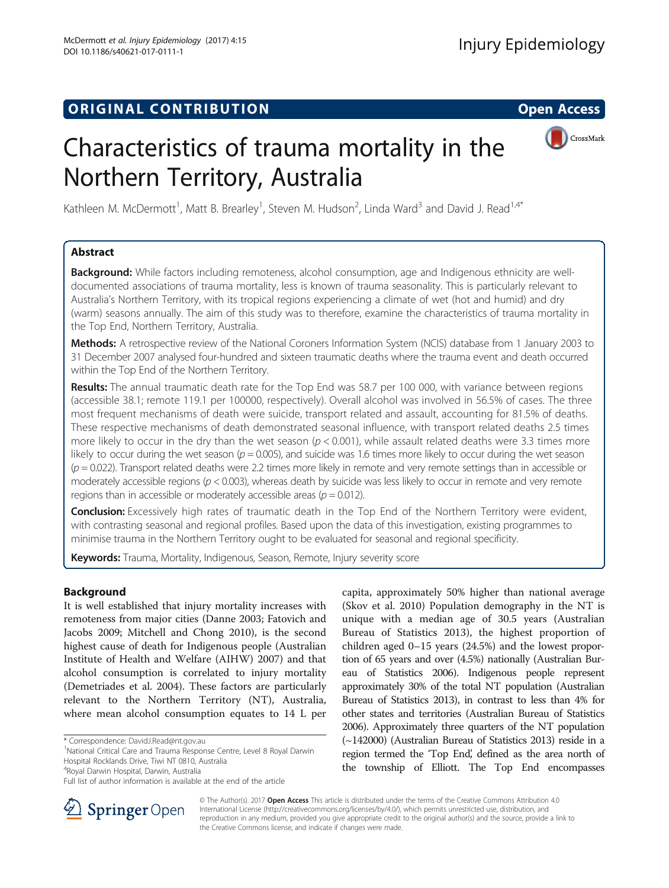ORIGINAL CONTRIBUTION

Open Access

# Characteristics of trauma mortality in the Northern Territory, Australia

Kathleen M. McDermott[1], Matt B. Brearley[1], Steven M. Hudson[2], Linda Ward[3] and David J. Read[1,4*]

## Abstract

**Background:** While factors including remoteness, alcohol consumption, age and Indigenous ethnicity are well-documented associations of trauma mortality, less is known of trauma seasonality. This is particularly relevant to Australia's Northern Territory, with its tropical regions experiencing a climate of wet (hot and humid) and dry (warm) seasons annually. The aim of this study was to therefore, examine the characteristics of trauma mortality in the Top End, Northern Territory, Australia.

**Methods:** A retrospective review of the National Coroners Information System (NCIS) database from 1 January 2003 to 31 December 2007 analysed four-hundred and sixteen traumatic deaths where the trauma event and death occurred within the Top End of the Northern Territory.

**Results:** The annual traumatic death rate for the Top End was 58.7 per 100 000, with variance between regions (accessible 38.1; remote 119.1 per 100000, respectively). Overall alcohol was involved in 56.5% of cases. The three most frequent mechanisms of death were suicide, transport related and assault, accounting for 81.5% of deaths. These respective mechanisms of death demonstrated seasonal influence, with transport related deaths 2.5 times more likely to occur in the dry than the wet season ($p < 0.001$), while assault related deaths were 3.3 times more likely to occur during the wet season ($p = 0.005$), and suicide was 1.6 times more likely to occur during the wet season ($p = 0.022$). Transport related deaths were 2.2 times more likely in remote and very remote settings than in accessible or moderately accessible regions ($p < 0.003$), whereas death by suicide was less likely to occur in remote and very remote regions than in accessible or moderately accessible areas ($p = 0.012$).

**Conclusion:** Excessively high rates of traumatic death in the Top End of the Northern Territory were evident, with contrasting seasonal and regional profiles. Based upon the data of this investigation, existing programmes to minimise trauma in the Northern Territory ought to be evaluated for seasonal and regional specificity.

**Keywords:** Trauma, Mortality, Indigenous, Season, Remote, Injury severity score

## Background

It is well established that injury mortality increases with remoteness from major cities (Danne 2003; Fatovich and Jacobs 2009; Mitchell and Chong 2010), is the second highest cause of death for Indigenous people (Australian Institute of Health and Welfare (AIHW) 2007) and that alcohol consumption is correlated to injury mortality (Demetriades et al. 2004). These factors are particularly relevant to the Northern Territory (NT), Australia, where mean alcohol consumption equates to 14 L per capita, approximately 50% higher than national average (Skov et al. 2010) Population demography in the NT is unique with a median age of 30.5 years (Australian Bureau of Statistics 2013), the highest proportion of children aged 0–15 years (24.5%) and the lowest proportion of 65 years and over (4.5%) nationally (Australian Bureau of Statistics 2006). Indigenous people represent approximately 30% of the total NT population (Australian Bureau of Statistics 2013), in contrast to less than 4% for other states and territories (Australian Bureau of Statistics 2006). Approximately three quarters of the NT population (~142000) (Australian Bureau of Statistics 2013) reside in a region termed the 'Top End', defined as the area north of the township of Elliott. The Top End encompasses

\* Correspondence: DavidJ.Read@nt.gov.au

[1]National Critical Care and Trauma Response Centre, Level 8 Royal Darwin Hospital Rocklands Drive, Tiwi NT 0810, Australia

[4]Royal Darwin Hospital, Darwin, Australia

Full list of author information is available at the end of the article

© The Author(s). 2017 **Open Access** This article is distributed under the terms of the Creative Commons Attribution 4.0 International License (http://creativecommons.org/licenses/by/4.0/), which permits unrestricted use, distribution, and reproduction in any medium, provided you give appropriate credit to the original author(s) and the source, provide a link to the Creative Commons license, and indicate if changes were made.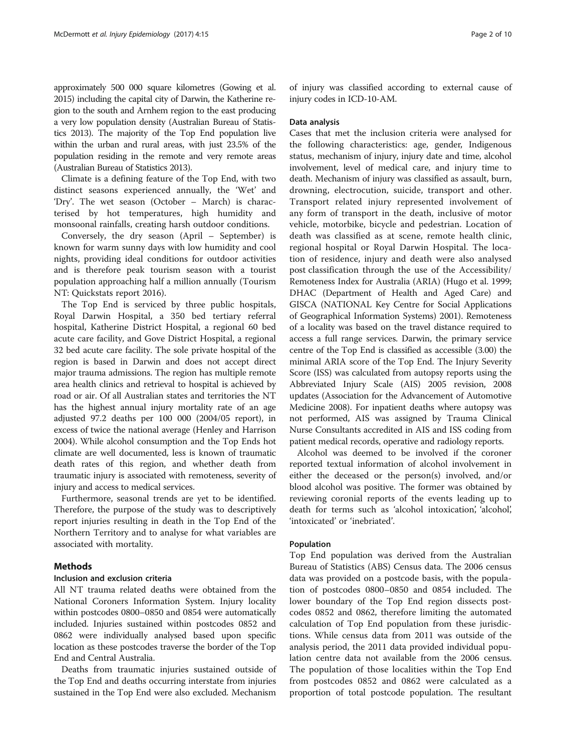approximately 500 000 square kilometres (Gowing et al. 2015) including the capital city of Darwin, the Katherine region to the south and Arnhem region to the east producing a very low population density (Australian Bureau of Statistics 2013). The majority of the Top End population live within the urban and rural areas, with just 23.5% of the population residing in the remote and very remote areas (Australian Bureau of Statistics 2013).

Climate is a defining feature of the Top End, with two distinct seasons experienced annually, the 'Wet' and 'Dry'. The wet season (October – March) is characterised by hot temperatures, high humidity and monsoonal rainfalls, creating harsh outdoor conditions.

Conversely, the dry season (April – September) is known for warm sunny days with low humidity and cool nights, providing ideal conditions for outdoor activities and is therefore peak tourism season with a tourist population approaching half a million annually (Tourism NT: Quickstats report 2016).

The Top End is serviced by three public hospitals, Royal Darwin Hospital, a 350 bed tertiary referral hospital, Katherine District Hospital, a regional 60 bed acute care facility, and Gove District Hospital, a regional 32 bed acute care facility. The sole private hospital of the region is based in Darwin and does not accept direct major trauma admissions. The region has multiple remote area health clinics and retrieval to hospital is achieved by road or air. Of all Australian states and territories the NT has the highest annual injury mortality rate of an age adjusted 97.2 deaths per 100 000 (2004/05 report), in excess of twice the national average (Henley and Harrison 2004). While alcohol consumption and the Top Ends hot climate are well documented, less is known of traumatic death rates of this region, and whether death from traumatic injury is associated with remoteness, severity of injury and access to medical services.

Furthermore, seasonal trends are yet to be identified. Therefore, the purpose of the study was to descriptively report injuries resulting in death in the Top End of the Northern Territory and to analyse for what variables are associated with mortality.

## Methods

### Inclusion and exclusion criteria

All NT trauma related deaths were obtained from the National Coroners Information System. Injury locality within postcodes 0800–0850 and 0854 were automatically included. Injuries sustained within postcodes 0852 and 0862 were individually analysed based upon specific location as these postcodes traverse the border of the Top End and Central Australia.

Deaths from traumatic injuries sustained outside of the Top End and deaths occurring interstate from injuries sustained in the Top End were also excluded. Mechanism of injury was classified according to external cause of injury codes in ICD-10-AM.

### Data analysis

Cases that met the inclusion criteria were analysed for the following characteristics: age, gender, Indigenous status, mechanism of injury, injury date and time, alcohol involvement, level of medical care, and injury time to death. Mechanism of injury was classified as assault, burn, drowning, electrocution, suicide, transport and other. Transport related injury represented involvement of any form of transport in the death, inclusive of motor vehicle, motorbike, bicycle and pedestrian. Location of death was classified as at scene, remote health clinic, regional hospital or Royal Darwin Hospital. The location of residence, injury and death were also analysed post classification through the use of the Accessibility/Remoteness Index for Australia (ARIA) (Hugo et al. 1999; DHAC (Department of Health and Aged Care) and GISCA (NATIONAL Key Centre for Social Applications of Geographical Information Systems) 2001). Remoteness of a locality was based on the travel distance required to access a full range services. Darwin, the primary service centre of the Top End is classified as accessible (3.00) the minimal ARIA score of the Top End. The Injury Severity Score (ISS) was calculated from autopsy reports using the Abbreviated Injury Scale (AIS) 2005 revision, 2008 updates (Association for the Advancement of Automotive Medicine 2008). For inpatient deaths where autopsy was not performed, AIS was assigned by Trauma Clinical Nurse Consultants accredited in AIS and ISS coding from patient medical records, operative and radiology reports.

Alcohol was deemed to be involved if the coroner reported textual information of alcohol involvement in either the deceased or the person(s) involved, and/or blood alcohol was positive. The former was obtained by reviewing coronial reports of the events leading up to death for terms such as 'alcohol intoxication', 'alcohol', 'intoxicated' or 'inebriated'.

### Population

Top End population was derived from the Australian Bureau of Statistics (ABS) Census data. The 2006 census data was provided on a postcode basis, with the population of postcodes 0800–0850 and 0854 included. The lower boundary of the Top End region dissects postcodes 0852 and 0862, therefore limiting the automated calculation of Top End population from these jurisdictions. While census data from 2011 was outside of the analysis period, the 2011 data provided individual population centre data not available from the 2006 census. The population of those localities within the Top End from postcodes 0852 and 0862 were calculated as a proportion of total postcode population. The resultant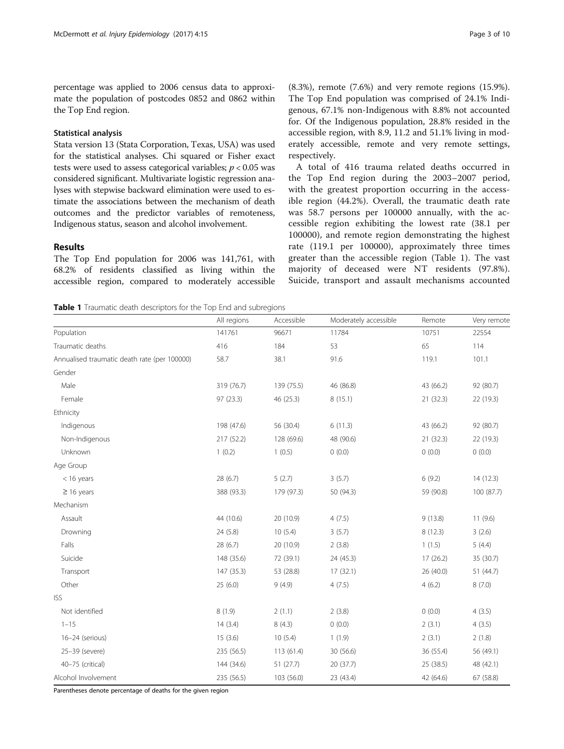percentage was applied to 2006 census data to approximate the population of postcodes 0852 and 0862 within the Top End region.

### Statistical analysis

Stata version 13 (Stata Corporation, Texas, USA) was used for the statistical analyses. Chi squared or Fisher exact tests were used to assess categorical variables; $p < 0.05$ was considered significant. Multivariate logistic regression analyses with stepwise backward elimination were used to estimate the associations between the mechanism of death outcomes and the predictor variables of remoteness, Indigenous status, season and alcohol involvement.

## Results

The Top End population for 2006 was 141,761, with 68.2% of residents classified as living within the accessible region, compared to moderately accessible (8.3%), remote (7.6%) and very remote regions (15.9%). The Top End population was comprised of 24.1% Indigenous, 67.1% non-Indigenous with 8.8% not accounted for. Of the Indigenous population, 28.8% resided in the accessible region, with 8.9, 11.2 and 51.1% living in moderately accessible, remote and very remote settings, respectively.

A total of 416 trauma related deaths occurred in the Top End region during the 2003–2007 period, with the greatest proportion occurring in the accessible region (44.2%). Overall, the traumatic death rate was 58.7 persons per 100000 annually, with the accessible region exhibiting the lowest rate (38.1 per 100000), and remote region demonstrating the highest rate (119.1 per 100000), approximately three times greater than the accessible region (Table 1). The vast majority of deceased were NT residents (97.8%). Suicide, transport and assault mechanisms accounted

**Table 1** Traumatic death descriptors for the Top End and subregions

| | All regions | Accessible | Moderately accessible | Remote | Very remote |
|---|---|---|---|---|---|
| Population | 141761 | 96671 | 11784 | 10751 | 22554 |
| Traumatic deaths | 416 | 184 | 53 | 65 | 114 |
| Annualised traumatic death rate (per 100000) | 58.7 | 38.1 | 91.6 | 119.1 | 101.1 |
| Gender | | | | | |
| Male | 319 (76.7) | 139 (75.5) | 46 (86.8) | 43 (66.2) | 92 (80.7) |
| Female | 97 (23.3) | 46 (25.3) | 8 (15.1) | 21 (32.3) | 22 (19.3) |
| Ethnicity | | | | | |
| Indigenous | 198 (47.6) | 56 (30.4) | 6 (11.3) | 43 (66.2) | 92 (80.7) |
| Non-Indigenous | 217 (52.2) | 128 (69.6) | 48 (90.6) | 21 (32.3) | 22 (19.3) |
| Unknown | 1 (0.2) | 1 (0.5) | 0 (0.0) | 0 (0.0) | 0 (0.0) |
| Age Group | | | | | |
| < 16 years | 28 (6.7) | 5 (2.7) | 3 (5.7) | 6 (9.2) | 14 (12.3) |
| ≥ 16 years | 388 (93.3) | 179 (97.3) | 50 (94.3) | 59 (90.8) | 100 (87.7) |
| Mechanism | | | | | |
| Assault | 44 (10.6) | 20 (10.9) | 4 (7.5) | 9 (13.8) | 11 (9.6) |
| Drowning | 24 (5.8) | 10 (5.4) | 3 (5.7) | 8 (12.3) | 3 (2.6) |
| Falls | 28 (6.7) | 20 (10.9) | 2 (3.8) | 1 (1.5) | 5 (4.4) |
| Suicide | 148 (35.6) | 72 (39.1) | 24 (45.3) | 17 (26.2) | 35 (30.7) |
| Transport | 147 (35.3) | 53 (28.8) | 17 (32.1) | 26 (40.0) | 51 (44.7) |
| Other | 25 (6.0) | 9 (4.9) | 4 (7.5) | 4 (6.2) | 8 (7.0) |
| ISS | | | | | |
| Not identified | 8 (1.9) | 2 (1.1) | 2 (3.8) | 0 (0.0) | 4 (3.5) |
| 1–15 | 14 (3.4) | 8 (4.3) | 0 (0.0) | 2 (3.1) | 4 (3.5) |
| 16–24 (serious) | 15 (3.6) | 10 (5.4) | 1 (1.9) | 2 (3.1) | 2 (1.8) |
| 25–39 (severe) | 235 (56.5) | 113 (61.4) | 30 (56.6) | 36 (55.4) | 56 (49.1) |
| 40–75 (critical) | 144 (34.6) | 51 (27.7) | 20 (37.7) | 25 (38.5) | 48 (42.1) |
| Alcohol Involvement | 235 (56.5) | 103 (56.0) | 23 (43.4) | 42 (64.6) | 67 (58.8) |

Parentheses denote percentage of deaths for the given region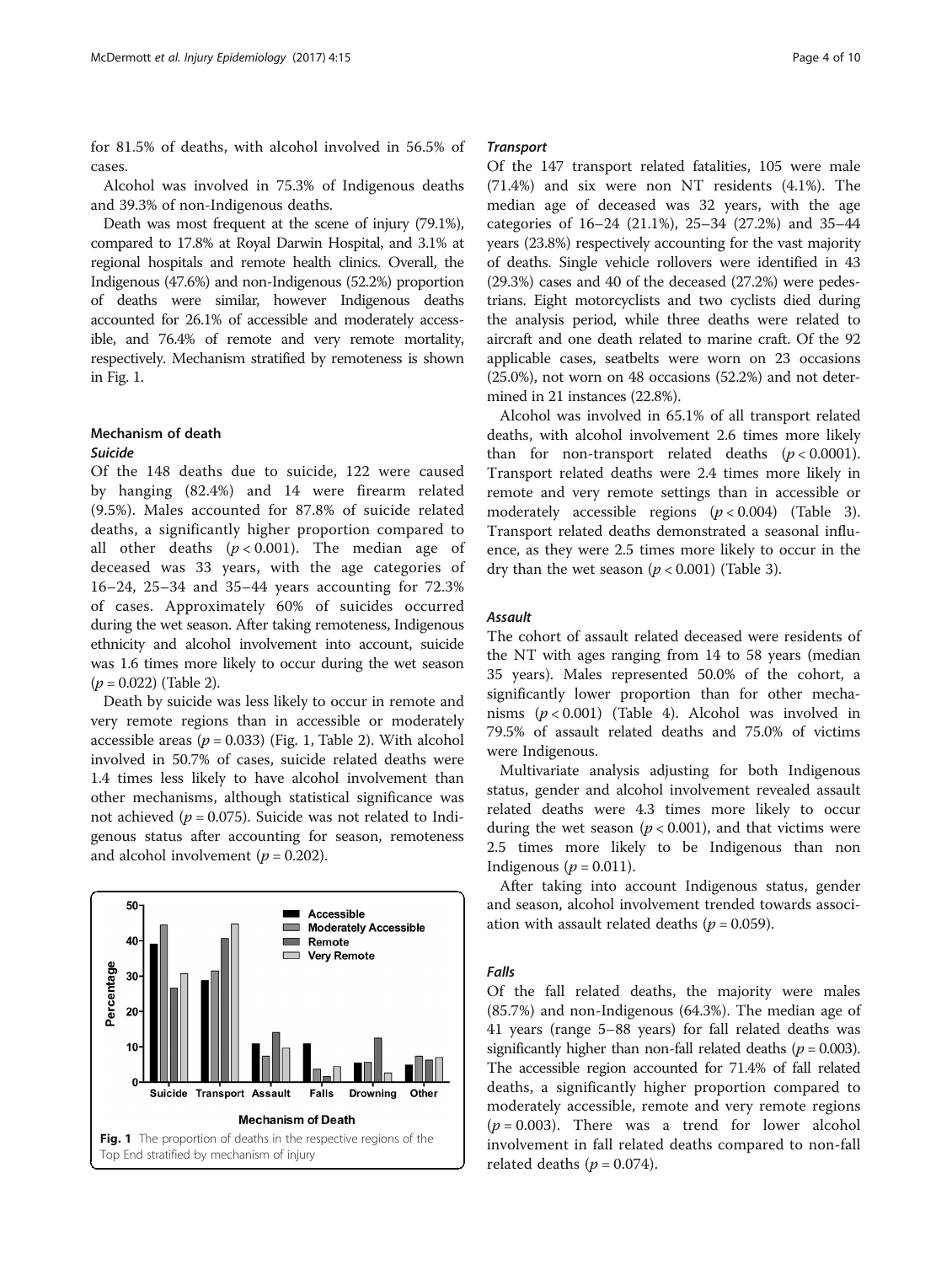for 81.5% of deaths, with alcohol involved in 56.5% of cases.

Alcohol was involved in 75.3% of Indigenous deaths and 39.3% of non-Indigenous deaths.

Death was most frequent at the scene of injury (79.1%), compared to 17.8% at Royal Darwin Hospital, and 3.1% at regional hospitals and remote health clinics. Overall, the Indigenous (47.6%) and non-Indigenous (52.2%) proportion of deaths were similar, however Indigenous deaths accounted for 26.1% of accessible and moderately accessible, and 76.4% of remote and very remote mortality, respectively. Mechanism stratified by remoteness is shown in Fig. 1.

## Mechanism of death

### *Suicide*

Of the 148 deaths due to suicide, 122 were caused by hanging (82.4%) and 14 were firearm related (9.5%). Males accounted for 87.8% of suicide related deaths, a significantly higher proportion compared to all other deaths ($p < 0.001$). The median age of deceased was 33 years, with the age categories of 16–24, 25–34 and 35–44 years accounting for 72.3% of cases. Approximately 60% of suicides occurred during the wet season. After taking remoteness, Indigenous ethnicity and alcohol involvement into account, suicide was 1.6 times more likely to occur during the wet season ($p = 0.022$) (Table 2).

Death by suicide was less likely to occur in remote and very remote regions than in accessible or moderately accessible areas ($p = 0.033$) (Fig. 1, Table 2). With alcohol involved in 50.7% of cases, suicide related deaths were 1.4 times less likely to have alcohol involvement than other mechanisms, although statistical significance was not achieved ($p = 0.075$). Suicide was not related to Indigenous status after accounting for season, remoteness and alcohol involvement ($p = 0.202$).

**Fig. 1** The proportion of deaths in the respective regions of the Top End stratified by mechanism of injury

### *Transport*

Of the 147 transport related fatalities, 105 were male (71.4%) and six were non NT residents (4.1%). The median age of deceased was 32 years, with the age categories of 16–24 (21.1%), 25–34 (27.2%) and 35–44 years (23.8%) respectively accounting for the vast majority of deaths. Single vehicle rollovers were identified in 43 (29.3%) cases and 40 of the deceased (27.2%) were pedestrians. Eight motorcyclists and two cyclists died during the analysis period, while three deaths were related to aircraft and one death related to marine craft. Of the 92 applicable cases, seatbelts were worn on 23 occasions (25.0%), not worn on 48 occasions (52.2%) and not determined in 21 instances (22.8%).

Alcohol was involved in 65.1% of all transport related deaths, with alcohol involvement 2.6 times more likely than for non-transport related deaths ($p < 0.0001$). Transport related deaths were 2.4 times more likely in remote and very remote settings than in accessible or moderately accessible regions ($p < 0.004$) (Table 3). Transport related deaths demonstrated a seasonal influence, as they were 2.5 times more likely to occur in the dry than the wet season ($p < 0.001$) (Table 3).

### *Assault*

The cohort of assault related deceased were residents of the NT with ages ranging from 14 to 58 years (median 35 years). Males represented 50.0% of the cohort, a significantly lower proportion than for other mechanisms ($p < 0.001$) (Table 4). Alcohol was involved in 79.5% of assault related deaths and 75.0% of victims were Indigenous.

Multivariate analysis adjusting for both Indigenous status, gender and alcohol involvement revealed assault related deaths were 4.3 times more likely to occur during the wet season ($p < 0.001$), and that victims were 2.5 times more likely to be Indigenous than non Indigenous ($p = 0.011$).

After taking into account Indigenous status, gender and season, alcohol involvement trended towards association with assault related deaths ($p = 0.059$).

### *Falls*

Of the fall related deaths, the majority were males (85.7%) and non-Indigenous (64.3%). The median age of 41 years (range 5–88 years) for fall related deaths was significantly higher than non-fall related deaths ($p = 0.003$). The accessible region accounted for 71.4% of fall related deaths, a significantly higher proportion compared to moderately accessible, remote and very remote regions ($p = 0.003$). There was a trend for lower alcohol involvement in fall related deaths compared to non-fall related deaths ($p = 0.074$).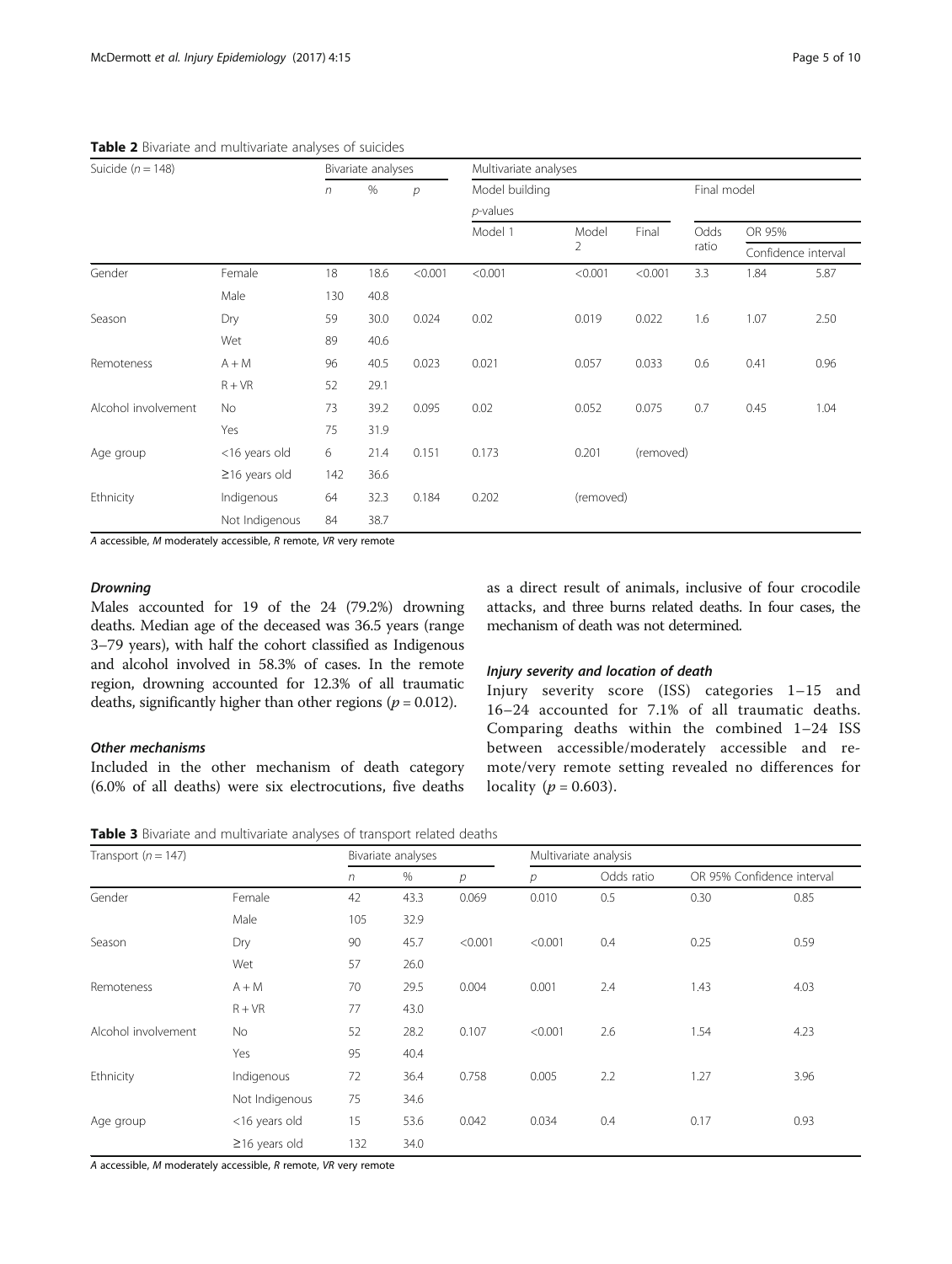**Table 2** Bivariate and multivariate analyses of suicides

| Suicide ($n = 148$) | | Bivariate analyses | | | Multivariate analyses | | | | | |
|---|---|---|---|---|---|---|---|---|---|---|
| | | | | | Model building | | | Final model | | |
| | | $n$ | % | $p$ | $p$-values | | | | | |
| | | | | | Model 1 | Model 2 | Final | Odds ratio | OR 95% Confidence interval | |
| Gender | Female | 18 | 18.6 | <0.001 | <0.001 | <0.001 | <0.001 | 3.3 | 1.84 | 5.87 |
| | Male | 130 | 40.8 | | | | | | | |
| Season | Dry | 59 | 30.0 | 0.024 | 0.02 | 0.019 | 0.022 | 1.6 | 1.07 | 2.50 |
| | Wet | 89 | 40.6 | | | | | | | |
| Remoteness | A + M | 96 | 40.5 | 0.023 | 0.021 | 0.057 | 0.033 | 0.6 | 0.41 | 0.96 |
| | R + VR | 52 | 29.1 | | | | | | | |
| Alcohol involvement | No | 73 | 39.2 | 0.095 | 0.02 | 0.052 | 0.075 | 0.7 | 0.45 | 1.04 |
| | Yes | 75 | 31.9 | | | | | | | |
| Age group | <16 years old | 6 | 21.4 | 0.151 | 0.173 | 0.201 | (removed) | | | |
| | ≥16 years old | 142 | 36.6 | | | | | | | |
| Ethnicity | Indigenous | 64 | 32.3 | 0.184 | 0.202 | (removed) | | | | |
| | Not Indigenous | 84 | 38.7 | | | | | | | |

*A* accessible, *M* moderately accessible, *R* remote, *VR* very remote

### *Drowning*

Males accounted for 19 of the 24 (79.2%) drowning deaths. Median age of the deceased was 36.5 years (range 3–79 years), with half the cohort classified as Indigenous and alcohol involved in 58.3% of cases. In the remote region, drowning accounted for 12.3% of all traumatic deaths, significantly higher than other regions ($p = 0.012$).

### *Other mechanisms*

Included in the other mechanism of death category (6.0% of all deaths) were six electrocutions, five deaths as a direct result of animals, inclusive of four crocodile attacks, and three burns related deaths. In four cases, the mechanism of death was not determined.

### *Injury severity and location of death*

Injury severity score (ISS) categories 1–15 and 16–24 accounted for 7.1% of all traumatic deaths. Comparing deaths within the combined 1–24 ISS between accessible/moderately accessible and remote/very remote setting revealed no differences for locality ($p = 0.603$).

**Table 3** Bivariate and multivariate analyses of transport related deaths

| Transport ($n = 147$) | | Bivariate analyses | | | Multivariate analysis | | | |
|---|---|---|---|---|---|---|---|---|
| | | $n$ | % | $p$ | $p$ | Odds ratio | OR 95% Confidence interval | |
| Gender | Female | 42 | 43.3 | 0.069 | 0.010 | 0.5 | 0.30 | 0.85 |
| | Male | 105 | 32.9 | | | | | |
| Season | Dry | 90 | 45.7 | <0.001 | <0.001 | 0.4 | 0.25 | 0.59 |
| | Wet | 57 | 26.0 | | | | | |
| Remoteness | A + M | 70 | 29.5 | 0.004 | 0.001 | 2.4 | 1.43 | 4.03 |
| | R + VR | 77 | 43.0 | | | | | |
| Alcohol involvement | No | 52 | 28.2 | 0.107 | <0.001 | 2.6 | 1.54 | 4.23 |
| | Yes | 95 | 40.4 | | | | | |
| Ethnicity | Indigenous | 72 | 36.4 | 0.758 | 0.005 | 2.2 | 1.27 | 3.96 |
| | Not Indigenous | 75 | 34.6 | | | | | |
| Age group | <16 years old | 15 | 53.6 | 0.042 | 0.034 | 0.4 | 0.17 | 0.93 |
| | ≥16 years old | 132 | 34.0 | | | | | |

*A* accessible, *M* moderately accessible, *R* remote, *VR* very remote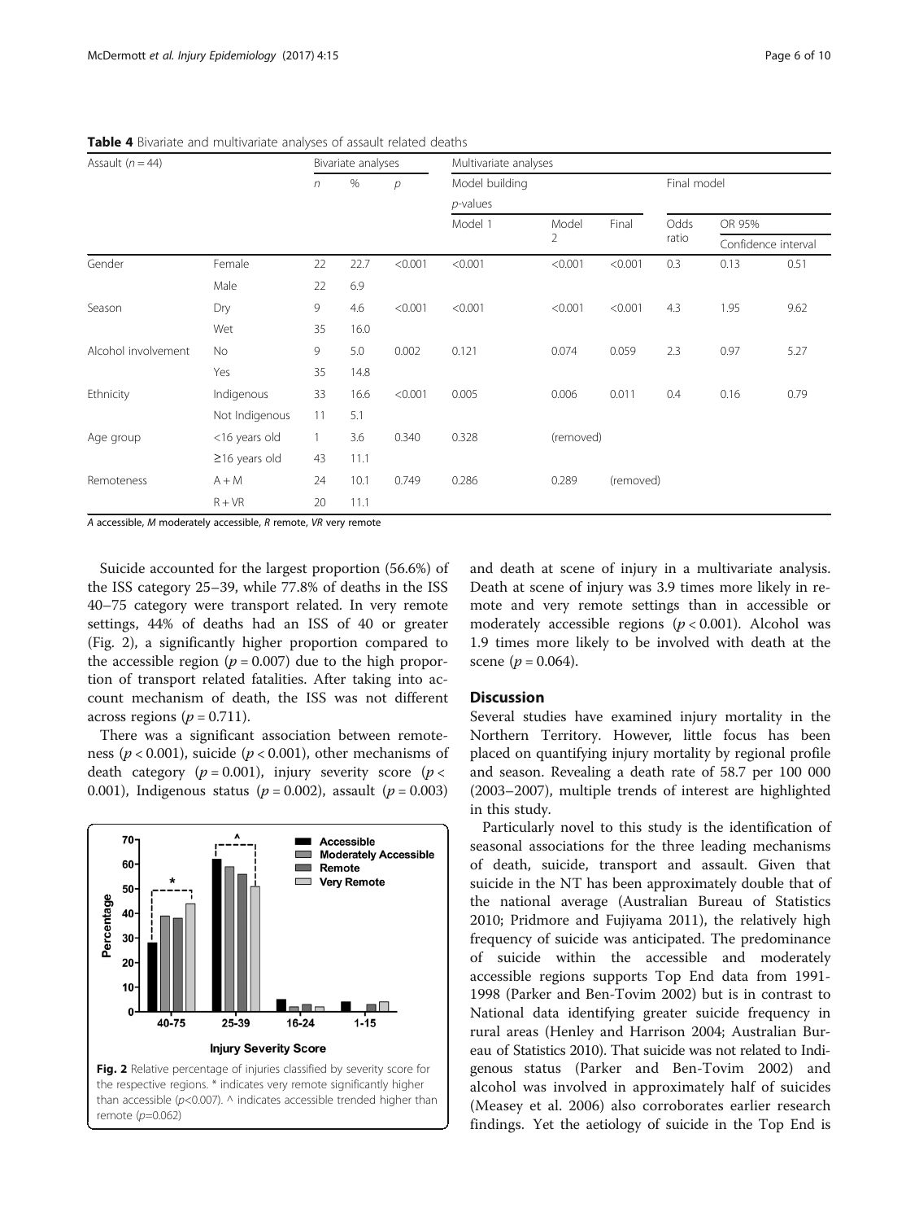**Table 4** Bivariate and multivariate analyses of assault related deaths

| Assault ($n = 44$) | | Bivariate analyses | | | Multivariate analyses | | | | | |
|---|---|---|---|---|---|---|---|---|---|---|
| | | | | | Model building *p*-values | | | Final model | | |
| | | *n* | % | *p* | Model 1 | Model 2 | Final | Odds ratio | OR 95% Confidence interval | |
| Gender | Female | 22 | 22.7 | <0.001 | <0.001 | <0.001 | <0.001 | 0.3 | 0.13 | 0.51 |
| | Male | 22 | 6.9 | | | | | | | |
| Season | Dry | 9 | 4.6 | <0.001 | <0.001 | <0.001 | <0.001 | 4.3 | 1.95 | 9.62 |
| | Wet | 35 | 16.0 | | | | | | | |
| Alcohol involvement | No | 9 | 5.0 | 0.002 | 0.121 | 0.074 | 0.059 | 2.3 | 0.97 | 5.27 |
| | Yes | 35 | 14.8 | | | | | | | |
| Ethnicity | Indigenous | 33 | 16.6 | <0.001 | 0.005 | 0.006 | 0.011 | 0.4 | 0.16 | 0.79 |
| | Not Indigenous | 11 | 5.1 | | | | | | | |
| Age group | <16 years old | 1 | 3.6 | 0.340 | 0.328 | (removed) | | | | |
| | ≥16 years old | 43 | 11.1 | | | | | | | |
| Remoteness | A + M | 24 | 10.1 | 0.749 | 0.286 | 0.289 | (removed) | | | |
| | R + VR | 20 | 11.1 | | | | | | | |

*A* accessible, *M* moderately accessible, *R* remote, *VR* very remote

Suicide accounted for the largest proportion (56.6%) of the ISS category 25–39, while 77.8% of deaths in the ISS 40–75 category were transport related. In very remote settings, 44% of deaths had an ISS of 40 or greater (Fig. 2), a significantly higher proportion compared to the accessible region ($p = 0.007$) due to the high proportion of transport related fatalities. After taking into account mechanism of death, the ISS was not different across regions ($p = 0.711$).

There was a significant association between remoteness ($p < 0.001$), suicide ($p < 0.001$), other mechanisms of death category ($p = 0.001$), injury severity score ($p < 0.001$), Indigenous status ($p = 0.002$), assault ($p = 0.003$) and death at scene of injury in a multivariate analysis. Death at scene of injury was 3.9 times more likely in remote and very remote settings than in accessible or moderately accessible regions ($p < 0.001$). Alcohol was 1.9 times more likely to be involved with death at the scene ($p = 0.064$).

**Fig. 2** Relative percentage of injuries classified by severity score for the respective regions. * indicates very remote significantly higher than accessible ($p<0.007$). ^ indicates accessible trended higher than remote ($p=0.062$)

## Discussion

Several studies have examined injury mortality in the Northern Territory. However, little focus has been placed on quantifying injury mortality by regional profile and season. Revealing a death rate of 58.7 per 100 000 (2003–2007), multiple trends of interest are highlighted in this study.

Particularly novel to this study is the identification of seasonal associations for the three leading mechanisms of death, suicide, transport and assault. Given that suicide in the NT has been approximately double that of the national average (Australian Bureau of Statistics 2010; Pridmore and Fujiyama 2011), the relatively high frequency of suicide was anticipated. The predominance of suicide within the accessible and moderately accessible regions supports Top End data from 1991-1998 (Parker and Ben-Tovim 2002) but is in contrast to National data identifying greater suicide frequency in rural areas (Henley and Harrison 2004; Australian Bureau of Statistics 2010). That suicide was not related to Indigenous status (Parker and Ben-Tovim 2002) and alcohol was involved in approximately half of suicides (Measey et al. 2006) also corroborates earlier research findings. Yet the aetiology of suicide in the Top End is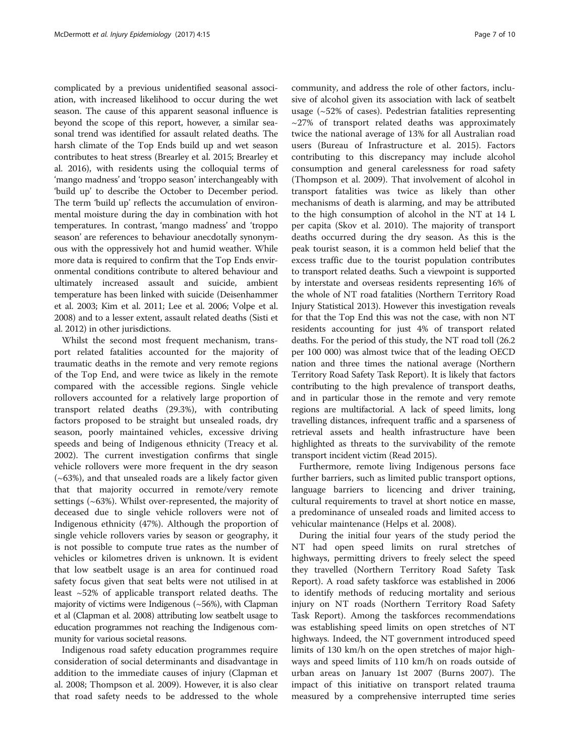complicated by a previous unidentified seasonal association, with increased likelihood to occur during the wet season. The cause of this apparent seasonal influence is beyond the scope of this report, however, a similar seasonal trend was identified for assault related deaths. The harsh climate of the Top Ends build up and wet season contributes to heat stress (Brearley et al. 2015; Brearley et al. 2016), with residents using the colloquial terms of 'mango madness' and 'troppo season' interchangeably with 'build up' to describe the October to December period. The term 'build up' reflects the accumulation of environmental moisture during the day in combination with hot temperatures. In contrast, 'mango madness' and 'troppo season' are references to behaviour anecdotally synonymous with the oppressively hot and humid weather. While more data is required to confirm that the Top Ends environmental conditions contribute to altered behaviour and ultimately increased assault and suicide, ambient temperature has been linked with suicide (Deisenhammer et al. 2003; Kim et al. 2011; Lee et al. 2006; Volpe et al. 2008) and to a lesser extent, assault related deaths (Sisti et al. 2012) in other jurisdictions.

Whilst the second most frequent mechanism, transport related fatalities accounted for the majority of traumatic deaths in the remote and very remote regions of the Top End, and were twice as likely in the remote compared with the accessible regions. Single vehicle rollovers accounted for a relatively large proportion of transport related deaths (29.3%), with contributing factors proposed to be straight but unsealed roads, dry season, poorly maintained vehicles, excessive driving speeds and being of Indigenous ethnicity (Treacy et al. 2002). The current investigation confirms that single vehicle rollovers were more frequent in the dry season (~63%), and that unsealed roads are a likely factor given that that majority occurred in remote/very remote settings (~63%). Whilst over-represented, the majority of deceased due to single vehicle rollovers were not of Indigenous ethnicity (47%). Although the proportion of single vehicle rollovers varies by season or geography, it is not possible to compute true rates as the number of vehicles or kilometres driven is unknown. It is evident that low seatbelt usage is an area for continued road safety focus given that seat belts were not utilised in at least ~52% of applicable transport related deaths. The majority of victims were Indigenous (~56%), with Clapman et al (Clapman et al. 2008) attributing low seatbelt usage to education programmes not reaching the Indigenous community for various societal reasons.

Indigenous road safety education programmes require consideration of social determinants and disadvantage in addition to the immediate causes of injury (Clapman et al. 2008; Thompson et al. 2009). However, it is also clear that road safety needs to be addressed to the whole community, and address the role of other factors, inclusive of alcohol given its association with lack of seatbelt usage (~52% of cases). Pedestrian fatalities representing ~27% of transport related deaths was approximately twice the national average of 13% for all Australian road users (Bureau of Infrastructure et al. 2015). Factors contributing to this discrepancy may include alcohol consumption and general carelessness for road safety (Thompson et al. 2009). That involvement of alcohol in transport fatalities was twice as likely than other mechanisms of death is alarming, and may be attributed to the high consumption of alcohol in the NT at 14 L per capita (Skov et al. 2010). The majority of transport deaths occurred during the dry season. As this is the peak tourist season, it is a common held belief that the excess traffic due to the tourist population contributes to transport related deaths. Such a viewpoint is supported by interstate and overseas residents representing 16% of the whole of NT road fatalities (Northern Territory Road Injury Statistical 2013). However this investigation reveals for that the Top End this was not the case, with non NT residents accounting for just 4% of transport related deaths. For the period of this study, the NT road toll (26.2 per 100 000) was almost twice that of the leading OECD nation and three times the national average (Northern Territory Road Safety Task Report). It is likely that factors contributing to the high prevalence of transport deaths, and in particular those in the remote and very remote regions are multifactorial. A lack of speed limits, long travelling distances, infrequent traffic and a sparseness of retrieval assets and health infrastructure have been highlighted as threats to the survivability of the remote transport incident victim (Read 2015).

Furthermore, remote living Indigenous persons face further barriers, such as limited public transport options, language barriers to licencing and driver training, cultural requirements to travel at short notice en masse, a predominance of unsealed roads and limited access to vehicular maintenance (Helps et al. 2008).

During the initial four years of the study period the NT had open speed limits on rural stretches of highways, permitting drivers to freely select the speed they travelled (Northern Territory Road Safety Task Report). A road safety taskforce was established in 2006 to identify methods of reducing mortality and serious injury on NT roads (Northern Territory Road Safety Task Report). Among the taskforces recommendations was establishing speed limits on open stretches of NT highways. Indeed, the NT government introduced speed limits of 130 km/h on the open stretches of major highways and speed limits of 110 km/h on roads outside of urban areas on January 1st 2007 (Burns 2007). The impact of this initiative on transport related trauma measured by a comprehensive interrupted time series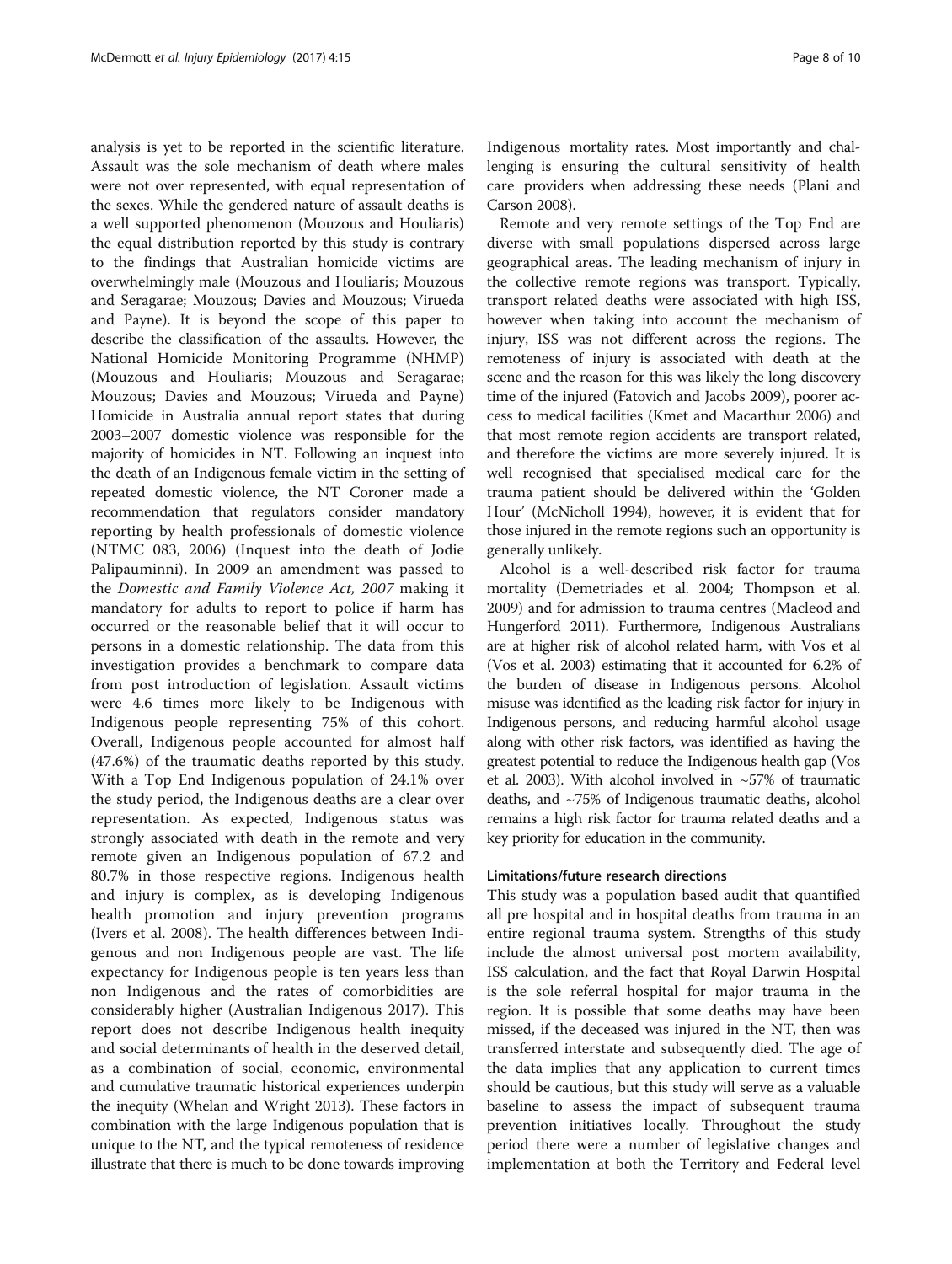analysis is yet to be reported in the scientific literature. Assault was the sole mechanism of death where males were not over represented, with equal representation of the sexes. While the gendered nature of assault deaths is a well supported phenomenon (Mouzous and Houliaris) the equal distribution reported by this study is contrary to the findings that Australian homicide victims are overwhelmingly male (Mouzous and Houliaris; Mouzous and Seragarae; Mouzous; Davies and Mouzous; Virueda and Payne). It is beyond the scope of this paper to describe the classification of the assaults. However, the National Homicide Monitoring Programme (NHMP) (Mouzous and Houliaris; Mouzous and Seragarae; Mouzous; Davies and Mouzous; Virueda and Payne) Homicide in Australia annual report states that during 2003–2007 domestic violence was responsible for the majority of homicides in NT. Following an inquest into the death of an Indigenous female victim in the setting of repeated domestic violence, the NT Coroner made a recommendation that regulators consider mandatory reporting by health professionals of domestic violence (NTMC 083, 2006) (Inquest into the death of Jodie Palipauminni). In 2009 an amendment was passed to the *Domestic and Family Violence Act, 2007* making it mandatory for adults to report to police if harm has occurred or the reasonable belief that it will occur to persons in a domestic relationship. The data from this investigation provides a benchmark to compare data from post introduction of legislation. Assault victims were 4.6 times more likely to be Indigenous with Indigenous people representing 75% of this cohort. Overall, Indigenous people accounted for almost half (47.6%) of the traumatic deaths reported by this study. With a Top End Indigenous population of 24.1% over the study period, the Indigenous deaths are a clear over representation. As expected, Indigenous status was strongly associated with death in the remote and very remote given an Indigenous population of 67.2 and 80.7% in those respective regions. Indigenous health and injury is complex, as is developing Indigenous health promotion and injury prevention programs (Ivers et al. 2008). The health differences between Indigenous and non Indigenous people are vast. The life expectancy for Indigenous people is ten years less than non Indigenous and the rates of comorbidities are considerably higher (Australian Indigenous 2017). This report does not describe Indigenous health inequity and social determinants of health in the deserved detail, as a combination of social, economic, environmental and cumulative traumatic historical experiences underpin the inequity (Whelan and Wright 2013). These factors in combination with the large Indigenous population that is unique to the NT, and the typical remoteness of residence illustrate that there is much to be done towards improving Indigenous mortality rates. Most importantly and challenging is ensuring the cultural sensitivity of health care providers when addressing these needs (Plani and Carson 2008).

Remote and very remote settings of the Top End are diverse with small populations dispersed across large geographical areas. The leading mechanism of injury in the collective remote regions was transport. Typically, transport related deaths were associated with high ISS, however when taking into account the mechanism of injury, ISS was not different across the regions. The remoteness of injury is associated with death at the scene and the reason for this was likely the long discovery time of the injured (Fatovich and Jacobs 2009), poorer access to medical facilities (Kmet and Macarthur 2006) and that most remote region accidents are transport related, and therefore the victims are more severely injured. It is well recognised that specialised medical care for the trauma patient should be delivered within the 'Golden Hour' (McNicholl 1994), however, it is evident that for those injured in the remote regions such an opportunity is generally unlikely.

Alcohol is a well-described risk factor for trauma mortality (Demetriades et al. 2004; Thompson et al. 2009) and for admission to trauma centres (Macleod and Hungerford 2011). Furthermore, Indigenous Australians are at higher risk of alcohol related harm, with Vos et al (Vos et al. 2003) estimating that it accounted for 6.2% of the burden of disease in Indigenous persons. Alcohol misuse was identified as the leading risk factor for injury in Indigenous persons, and reducing harmful alcohol usage along with other risk factors, was identified as having the greatest potential to reduce the Indigenous health gap (Vos et al. 2003). With alcohol involved in ~57% of traumatic deaths, and ~75% of Indigenous traumatic deaths, alcohol remains a high risk factor for trauma related deaths and a key priority for education in the community.

#### Limitations/future research directions

This study was a population based audit that quantified all pre hospital and in hospital deaths from trauma in an entire regional trauma system. Strengths of this study include the almost universal post mortem availability, ISS calculation, and the fact that Royal Darwin Hospital is the sole referral hospital for major trauma in the region. It is possible that some deaths may have been missed, if the deceased was injured in the NT, then was transferred interstate and subsequently died. The age of the data implies that any application to current times should be cautious, but this study will serve as a valuable baseline to assess the impact of subsequent trauma prevention initiatives locally. Throughout the study period there were a number of legislative changes and implementation at both the Territory and Federal level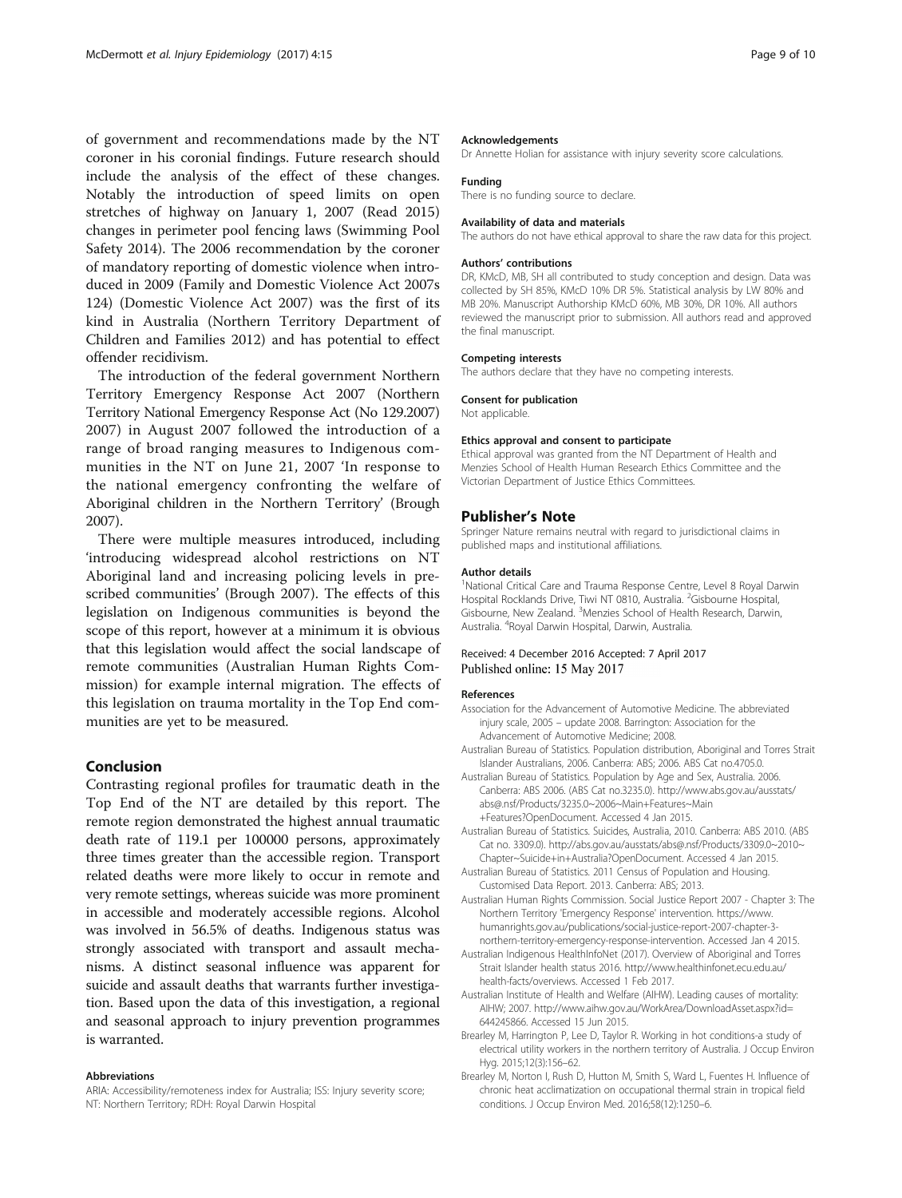of government and recommendations made by the NT coroner in his coronial findings. Future research should include the analysis of the effect of these changes. Notably the introduction of speed limits on open stretches of highway on January 1, 2007 (Read 2015) changes in perimeter pool fencing laws (Swimming Pool Safety 2014). The 2006 recommendation by the coroner of mandatory reporting of domestic violence when introduced in 2009 (Family and Domestic Violence Act 2007s 124) (Domestic Violence Act 2007) was the first of its kind in Australia (Northern Territory Department of Children and Families 2012) and has potential to effect offender recidivism.

The introduction of the federal government Northern Territory Emergency Response Act 2007 (Northern Territory National Emergency Response Act (No 129.2007) 2007) in August 2007 followed the introduction of a range of broad ranging measures to Indigenous communities in the NT on June 21, 2007 'In response to the national emergency confronting the welfare of Aboriginal children in the Northern Territory' (Brough 2007).

There were multiple measures introduced, including 'introducing widespread alcohol restrictions on NT Aboriginal land and increasing policing levels in prescribed communities' (Brough 2007). The effects of this legislation on Indigenous communities is beyond the scope of this report, however at a minimum it is obvious that this legislation would affect the social landscape of remote communities (Australian Human Rights Commission) for example internal migration. The effects of this legislation on trauma mortality in the Top End communities are yet to be measured.

## Conclusion

Contrasting regional profiles for traumatic death in the Top End of the NT are detailed by this report. The remote region demonstrated the highest annual traumatic death rate of 119.1 per 100000 persons, approximately three times greater than the accessible region. Transport related deaths were more likely to occur in remote and very remote settings, whereas suicide was more prominent in accessible and moderately accessible regions. Alcohol was involved in 56.5% of deaths. Indigenous status was strongly associated with transport and assault mechanisms. A distinct seasonal influence was apparent for suicide and assault deaths that warrants further investigation. Based upon the data of this investigation, a regional and seasonal approach to injury prevention programmes is warranted.

#### Abbreviations

ARIA: Accessibility/remoteness index for Australia; ISS: Injury severity score; NT: Northern Territory; RDH: Royal Darwin Hospital

#### Acknowledgements

Dr Annette Holian for assistance with injury severity score calculations.

#### Funding

There is no funding source to declare.

#### Availability of data and materials

The authors do not have ethical approval to share the raw data for this project.

#### Authors' contributions

DR, KMcD, MB, SH all contributed to study conception and design. Data was collected by SH 85%, KMcD 10% DR 5%. Statistical analysis by LW 80% and MB 20%. Manuscript Authorship KMcD 60%, MB 30%, DR 10%. All authors reviewed the manuscript prior to submission. All authors read and approved the final manuscript.

#### Competing interests

The authors declare that they have no competing interests.

#### Consent for publication

Not applicable.

#### Ethics approval and consent to participate

Ethical approval was granted from the NT Department of Health and Menzies School of Health Human Research Ethics Committee and the Victorian Department of Justice Ethics Committees.

## Publisher's Note

Springer Nature remains neutral with regard to jurisdictional claims in published maps and institutional affiliations.

#### Author details

[1]National Critical Care and Trauma Response Centre, Level 8 Royal Darwin Hospital Rocklands Drive, Tiwi NT 0810, Australia. [2]Gisbourne Hospital, Gisbourne, New Zealand. [3]Menzies School of Health Research, Darwin, Australia. [4]Royal Darwin Hospital, Darwin, Australia.

Received: 4 December 2016 Accepted: 7 April 2017
Published online: 15 May 2017

#### References

Association for the Advancement of Automotive Medicine. The abbreviated injury scale, 2005 – update 2008. Barrington: Association for the Advancement of Automotive Medicine; 2008.

Australian Bureau of Statistics. Population distribution, Aboriginal and Torres Strait Islander Australians, 2006. Canberra: ABS; 2006. ABS Cat no.4705.0.

Australian Bureau of Statistics. Population by Age and Sex, Australia. 2006. Canberra: ABS 2006. (ABS Cat no.3235.0). http://www.abs.gov.au/ausstats/abs@.nsf/Products/3235.0~2006~Main+Features~Main+Features?OpenDocument. Accessed 4 Jan 2015.

Australian Bureau of Statistics. Suicides, Australia, 2010. Canberra: ABS 2010. (ABS Cat no. 3309.0). http://abs.gov.au/ausstats/abs@.nsf/Products/3309.0~2010~Chapter~Suicide+in+Australia?OpenDocument. Accessed 4 Jan 2015.

Australian Bureau of Statistics. 2011 Census of Population and Housing. Customised Data Report. 2013. Canberra: ABS; 2013.

Australian Human Rights Commission. Social Justice Report 2007 - Chapter 3: The Northern Territory 'Emergency Response' intervention. https://www.humanrights.gov.au/publications/social-justice-report-2007-chapter-3-northern-territory-emergency-response-intervention. Accessed Jan 4 2015.

Australian Indigenous HealthInfoNet (2017). Overview of Aboriginal and Torres Strait Islander health status 2016. http://www.healthinfonet.ecu.edu.au/health-facts/overviews. Accessed 1 Feb 2017.

Australian Institute of Health and Welfare (AIHW). Leading causes of mortality: AIHW; 2007. http://www.aihw.gov.au/WorkArea/DownloadAsset.aspx?id=644245866. Accessed 15 Jun 2015.

Brearley M, Harrington P, Lee D, Taylor R. Working in hot conditions-a study of electrical utility workers in the northern territory of Australia. J Occup Environ Hyg. 2015;12(3):156–62.

Brearley M, Norton I, Rush D, Hutton M, Smith S, Ward L, Fuentes H. Influence of chronic heat acclimatization on occupational thermal strain in tropical field conditions. J Occup Environ Med. 2016;58(12):1250–6.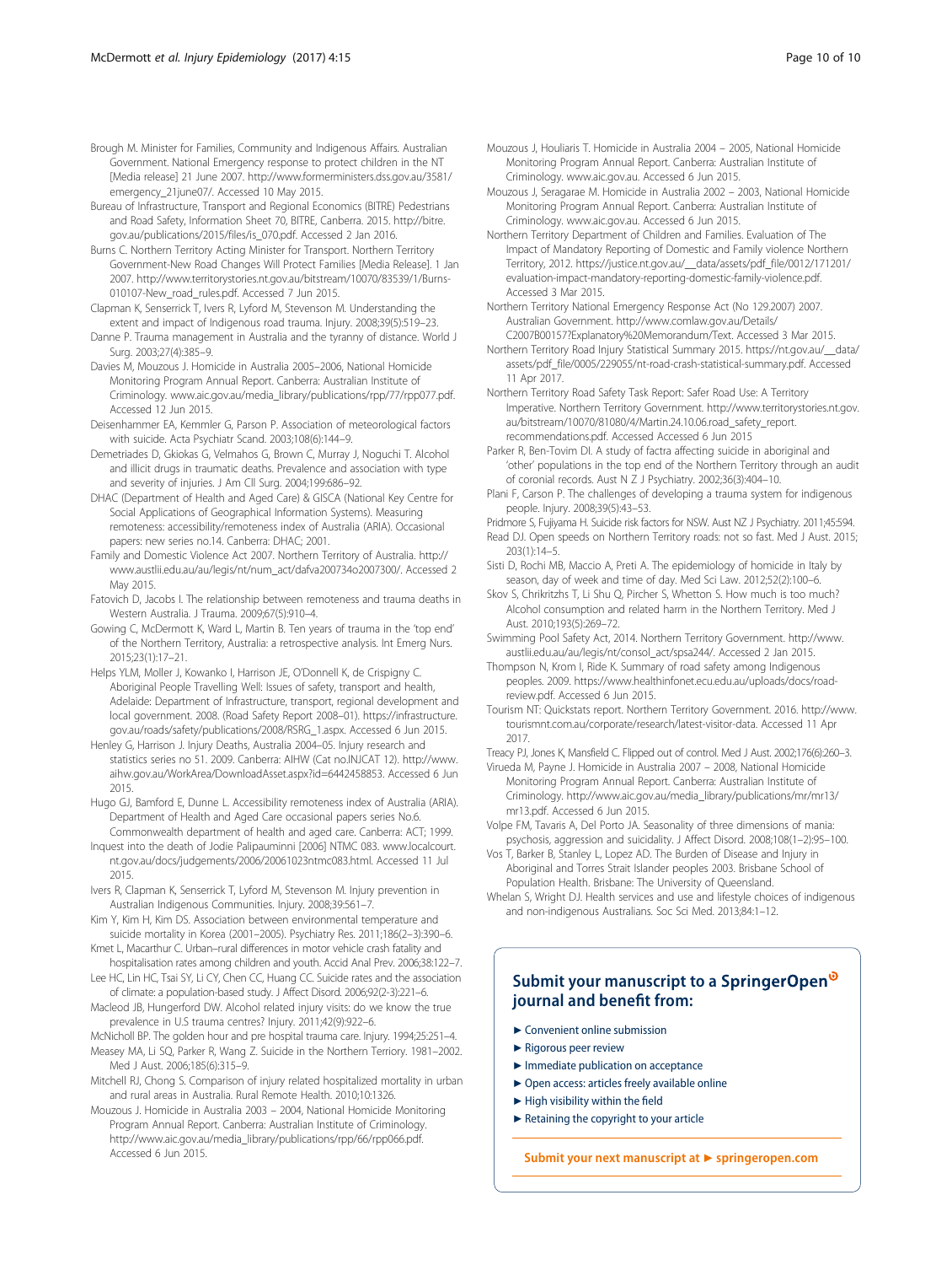Brough M. Minister for Families, Community and Indigenous Affairs. Australian Government. National Emergency response to protect children in the NT [Media release] 21 June 2007. http://www.formerministers.dss.gov.au/3581/emergency_21june07/. Accessed 10 May 2015.

Bureau of Infrastructure, Transport and Regional Economics (BITRE) Pedestrians and Road Safety, Information Sheet 70, BITRE, Canberra. 2015. http://bitre.gov.au/publications/2015/files/is_070.pdf. Accessed 2 Jan 2016.

Burns C. Northern Territory Acting Minister for Transport. Northern Territory Government-New Road Changes Will Protect Families [Media Release]. 1 Jan 2007. http://www.territorystories.nt.gov.au/bitstream/10070/83539/1/Burns-010107-New_road_rules.pdf. Accessed 7 Jun 2015.

Clapman K, Senserrick T, Ivers R, Lyford M, Stevenson M. Understanding the extent and impact of Indigenous road trauma. Injury. 2008;39(5):519–23.

Danne P. Trauma management in Australia and the tyranny of distance. World J Surg. 2003;27(4):385–9.

Davies M, Mouzous J. Homicide in Australia 2005–2006, National Homicide Monitoring Program Annual Report. Canberra: Australian Institute of Criminology. www.aic.gov.au/media_library/publications/rpp/77/rpp077.pdf. Accessed 12 Jun 2015.

Deisenhammer EA, Kemmler G, Parson P. Association of meteorological factors with suicide. Acta Psychiatr Scand. 2003;108(6):144–9.

Demetriades D, Gkiokas G, Velmahos G, Brown C, Murray J, Noguchi T. Alcohol and illicit drugs in traumatic deaths. Prevalence and association with type and severity of injuries. J Am Cll Surg. 2004;199:686–92.

DHAC (Department of Health and Aged Care) & GISCA (National Key Centre for Social Applications of Geographical Information Systems). Measuring remoteness: accessibility/remoteness index of Australia (ARIA). Occasional papers: new series no.14. Canberra: DHAC; 2001.

Family and Domestic Violence Act 2007. Northern Territory of Australia. http://www.austlii.edu.au/au/legis/nt/num_act/dafva200734o2007300/. Accessed 2 May 2015.

Fatovich D, Jacobs I. The relationship between remoteness and trauma deaths in Western Australia. J Trauma. 2009;67(5):910–4.

Gowing C, McDermott K, Ward L, Martin B. Ten years of trauma in the 'top end' of the Northern Territory, Australia: a retrospective analysis. Int Emerg Nurs. 2015;23(1):17–21.

Helps YLM, Moller J, Kowanko I, Harrison JE, O'Donnell K, de Crispigny C. Aboriginal People Travelling Well: Issues of safety, transport and health, Adelaide: Department of Infrastructure, transport, regional development and local government. 2008. (Road Safety Report 2008–01). https://infrastructure.gov.au/roads/safety/publications/2008/RSRG_1.aspx. Accessed 6 Jun 2015.

Henley G, Harrison J. Injury Deaths, Australia 2004–05. Injury research and statistics series no 51. 2009. Canberra: AIHW (Cat no.INJCAT 12). http://www.aihw.gov.au/WorkArea/DownloadAsset.aspx?id=6442458853. Accessed 6 Jun 2015.

Hugo GJ, Bamford E, Dunne L. Accessibility remoteness index of Australia (ARIA). Department of Health and Aged Care occasional papers series No.6. Commonwealth department of health and aged care. Canberra: ACT; 1999.

Inquest into the death of Jodie Palipauminni [2006] NTMC 083. www.localcourt.nt.gov.au/docs/judgements/2006/20061023ntmc083.html. Accessed 11 Jul 2015.

Ivers R, Clapman K, Senserrick T, Lyford M, Stevenson M. Injury prevention in Australian Indigenous Communities. Injury. 2008;39:561–7.

Kim Y, Kim H, Kim DS. Association between environmental temperature and suicide mortality in Korea (2001–2005). Psychiatry Res. 2011;186(2–3):390–6.

Kmet L, Macarthur C. Urban–rural differences in motor vehicle crash fatality and hospitalisation rates among children and youth. Accid Anal Prev. 2006;38:122–7.

Lee HC, Lin HC, Tsai SY, Li CY, Chen CC, Huang CC. Suicide rates and the association of climate: a population-based study. J Affect Disord. 2006;92(2-3):221–6.

Macleod JB, Hungerford DW. Alcohol related injury visits: do we know the true prevalence in U.S trauma centres? Injury. 2011;42(9):922–6.

McNicholl BP. The golden hour and pre hospital trauma care. Injury. 1994;25:251–4.

Measey MA, Li SQ, Parker R, Wang Z. Suicide in the Northern Terriory. 1981–2002. Med J Aust. 2006;185(6):315–9.

Mitchell RJ, Chong S. Comparison of injury related hospitalized mortality in urban and rural areas in Australia. Rural Remote Health. 2010;10:1326.

Mouzous J. Homicide in Australia 2003 – 2004, National Homicide Monitoring Program Annual Report. Canberra: Australian Institute of Criminology. http://www.aic.gov.au/media_library/publications/rpp/66/rpp066.pdf. Accessed 6 Jun 2015.

Mouzous J, Houliaris T. Homicide in Australia 2004 – 2005, National Homicide Monitoring Program Annual Report. Canberra: Australian Institute of Criminology. www.aic.gov.au. Accessed 6 Jun 2015.

Mouzous J, Seragarae M. Homicide in Australia 2002 – 2003, National Homicide Monitoring Program Annual Report. Canberra: Australian Institute of Criminology. www.aic.gov.au. Accessed 6 Jun 2015.

Northern Territory Department of Children and Families. Evaluation of The Impact of Mandatory Reporting of Domestic and Family violence Northern Territory, 2012. https://justice.nt.gov.au/__data/assets/pdf_file/0012/171201/evaluation-impact-mandatory-reporting-domestic-family-violence.pdf. Accessed 3 Mar 2015.

Northern Territory National Emergency Response Act (No 129.2007) 2007. Australian Government. http://www.comlaw.gov.au/Details/C2007B00157?Explanatory%20Memorandum/Text. Accessed 3 Mar 2015.

Northern Territory Road Injury Statistical Summary 2015. https://nt.gov.au/__data/assets/pdf_file/0005/229055/nt-road-crash-statistical-summary.pdf. Accessed 11 Apr 2017.

Northern Territory Road Safety Task Report: Safer Road Use: A Territory Imperative. Northern Territory Government. http://www.territorystories.nt.gov.au/bitstream/10070/81080/4/Martin.24.10.06.road_safety_report.recommendations.pdf. Accessed Accessed 6 Jun 2015

Parker R, Ben-Tovim DI. A study of factra affecting suicide in aboriginal and 'other' populations in the top end of the Northern Territory through an audit of coronial records. Aust N Z J Psychiatry. 2002;36(3):404–10.

Plani F, Carson P. The challenges of developing a trauma system for indigenous people. Injury. 2008;39(5):43–53.

Pridmore S, Fujiyama H. Suicide risk factors for NSW. Aust NZ J Psychiatry. 2011;45:594.

Read DJ. Open speeds on Northern Territory roads: not so fast. Med J Aust. 2015;203(1):14–5.

Sisti D, Rochi MB, Maccio A, Preti A. The epidemiology of homicide in Italy by season, day of week and time of day. Med Sci Law. 2012;52(2):100–6.

Skov S, Chrikritzhs T, Li Shu Q, Pircher S, Whetton S. How much is too much? Alcohol consumption and related harm in the Northern Territory. Med J Aust. 2010;193(5):269–72.

Swimming Pool Safety Act, 2014. Northern Territory Government. http://www.austlii.edu.au/au/legis/nt/consol_act/spsa244/. Accessed 2 Jan 2015.

Thompson N, Krom I, Ride K. Summary of road safety among Indigenous peoples. 2009. https://www.healthinfonet.ecu.edu.au/uploads/docs/road-review.pdf. Accessed 6 Jun 2015.

Tourism NT: Quickstats report. Northern Territory Government. 2016. http://www.tourismnt.com.au/corporate/research/latest-visitor-data. Accessed 11 Apr 2017.

Treacy PJ, Jones K, Mansfield C. Flipped out of control. Med J Aust. 2002;176(6):260–3.

Virueda M, Payne J. Homicide in Australia 2007 – 2008, National Homicide Monitoring Program Annual Report. Canberra: Australian Institute of Criminology. http://www.aic.gov.au/media_library/publications/mr/mr13/mr13.pdf. Accessed 6 Jun 2015.

Volpe FM, Tavaris A, Del Porto JA. Seasonality of three dimensions of mania: psychosis, aggression and suicidality. J Affect Disord. 2008;108(1–2):95–100.

Vos T, Barker B, Stanley L, Lopez AD. The Burden of Disease and Injury in Aboriginal and Torres Strait Islander peoples 2003. Brisbane School of Population Health. Brisbane: The University of Queensland.

Whelan S, Wright DJ. Health services and use and lifestyle choices of indigenous and non-indigenous Australians. Soc Sci Med. 2013;84:1–12.

**Submit your manuscript to a SpringerOpen journal and benefit from:**

- ► Convenient online submission
- ► Rigorous peer review
- ► Immediate publication on acceptance
- ► Open access: articles freely available online
- ► High visibility within the field
- ► Retaining the copyright to your article

**Submit your next manuscript at ► springeropen.com**